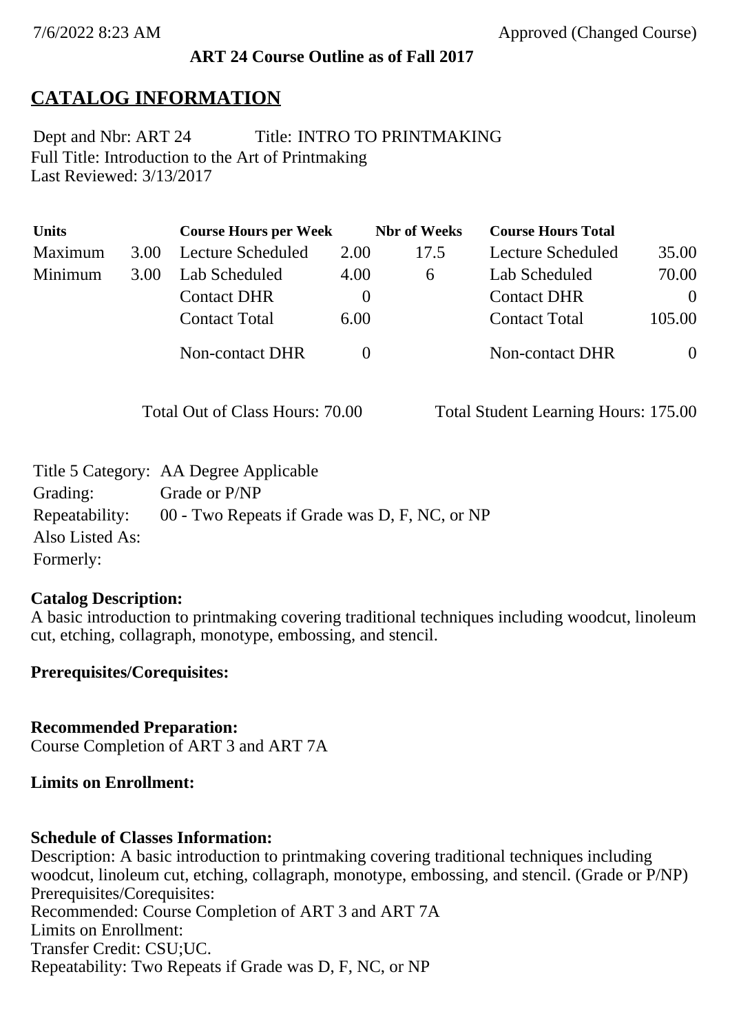7/6/2022 8:23 AM Approved (Changed Course)

**ART 24 Course Outline as of Fall 2017**

# CATALOG INFORMATION

Dept and Nbr: ART 24 Title: INTRO TO PRINTMAKING
Full Title: Introduction to the Art of Printmaking
Last Reviewed: 3/13/2017

| Units | | Course Hours per Week | | Nbr of Weeks | Course Hours Total | |
|---|---|---|---|---|---|---|
| Maximum | 3.00 | Lecture Scheduled | 2.00 | 17.5 | Lecture Scheduled | 35.00 |
| Minimum | 3.00 | Lab Scheduled | 4.00 | 6 | Lab Scheduled | 70.00 |
| | | Contact DHR | 0 | | Contact DHR | 0 |
| | | Contact Total | 6.00 | | Contact Total | 105.00 |
| | | Non-contact DHR | 0 | | Non-contact DHR | 0 |

Total Out of Class Hours: 70.00 Total Student Learning Hours: 175.00

Title 5 Category: AA Degree Applicable
Grading: Grade or P/NP
Repeatability: 00 - Two Repeats if Grade was D, F, NC, or NP
Also Listed As:
Formerly:

**Catalog Description:**
A basic introduction to printmaking covering traditional techniques including woodcut, linoleum cut, etching, collagraph, monotype, embossing, and stencil.

**Prerequisites/Corequisites:**

**Recommended Preparation:**
Course Completion of ART 3 and ART 7A

**Limits on Enrollment:**

**Schedule of Classes Information:**
Description: A basic introduction to printmaking covering traditional techniques including woodcut, linoleum cut, etching, collagraph, monotype, embossing, and stencil. (Grade or P/NP)
Prerequisites/Corequisites:
Recommended: Course Completion of ART 3 and ART 7A
Limits on Enrollment:
Transfer Credit: CSU;UC.
Repeatability: Two Repeats if Grade was D, F, NC, or NP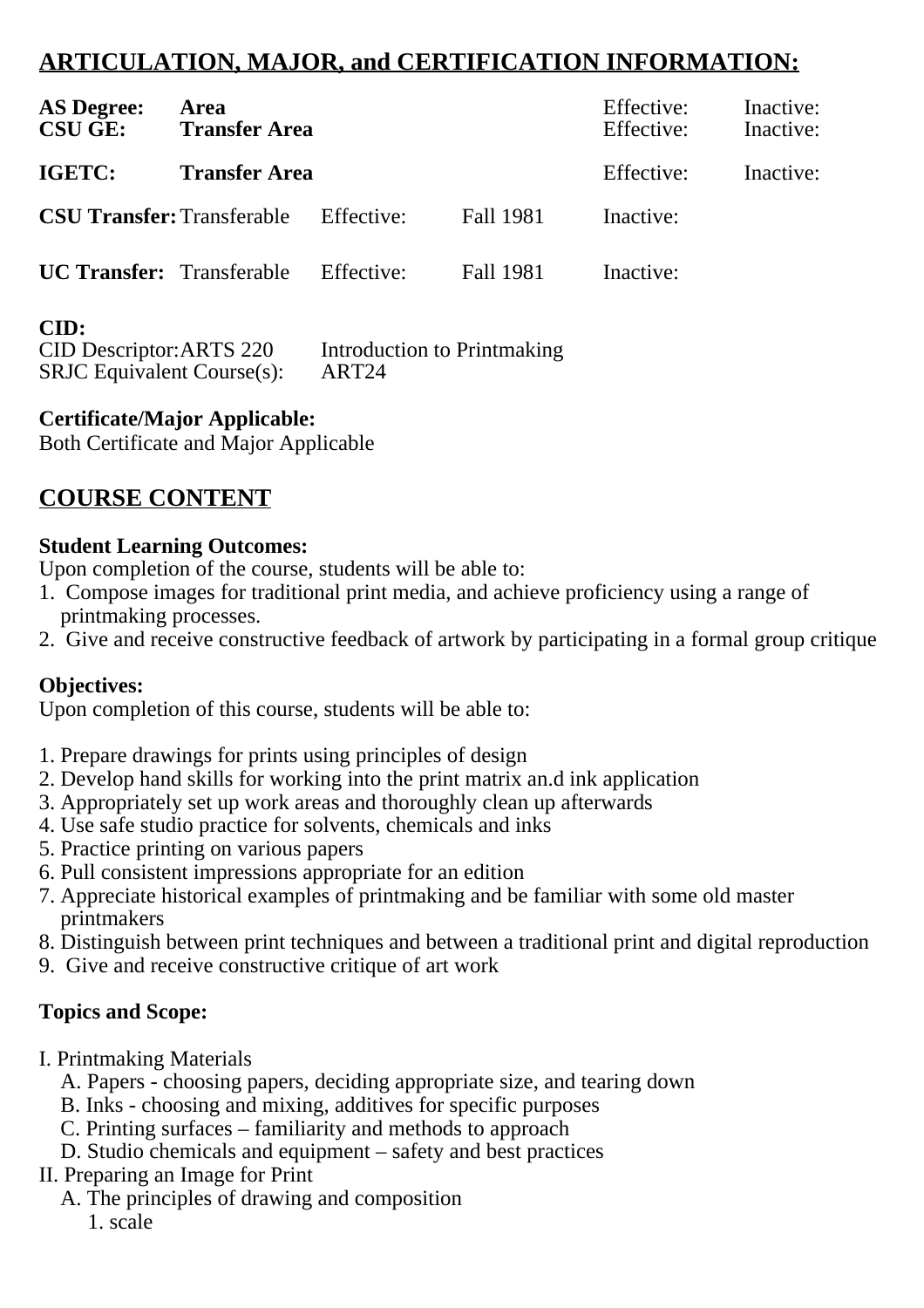## ARTICULATION, MAJOR, and CERTIFICATION INFORMATION:

| | | | | | |
|---|---|---|---|---|---|
| **AS Degree:** | **Area** | | | Effective: | Inactive: |
| **CSU GE:** | **Transfer Area** | | | Effective: | Inactive: |
| **IGETC:** | **Transfer Area** | | | Effective: | Inactive: |
| **CSU Transfer:** | Transferable | Effective: | Fall 1981 | Inactive: | |
| **UC Transfer:** | Transferable | Effective: | Fall 1981 | Inactive: | |

**CID:**
CID Descriptor: ARTS 220 Introduction to Printmaking
SRJC Equivalent Course(s): ART24

**Certificate/Major Applicable:**
Both Certificate and Major Applicable

## COURSE CONTENT

**Student Learning Outcomes:**
Upon completion of the course, students will be able to:
1. Compose images for traditional print media, and achieve proficiency using a range of printmaking processes.
2. Give and receive constructive feedback of artwork by participating in a formal group critique

**Objectives:**
Upon completion of this course, students will be able to:

1. Prepare drawings for prints using principles of design
2. Develop hand skills for working into the print matrix an.d ink application
3. Appropriately set up work areas and thoroughly clean up afterwards
4. Use safe studio practice for solvents, chemicals and inks
5. Practice printing on various papers
6. Pull consistent impressions appropriate for an edition
7. Appreciate historical examples of printmaking and be familiar with some old master printmakers
8. Distinguish between print techniques and between a traditional print and digital reproduction
9. Give and receive constructive critique of art work

**Topics and Scope:**

I. Printmaking Materials
   A. Papers - choosing papers, deciding appropriate size, and tearing down
   B. Inks - choosing and mixing, additives for specific purposes
   C. Printing surfaces – familiarity and methods to approach
   D. Studio chemicals and equipment – safety and best practices
II. Preparing an Image for Print
   A. The principles of drawing and composition
      1. scale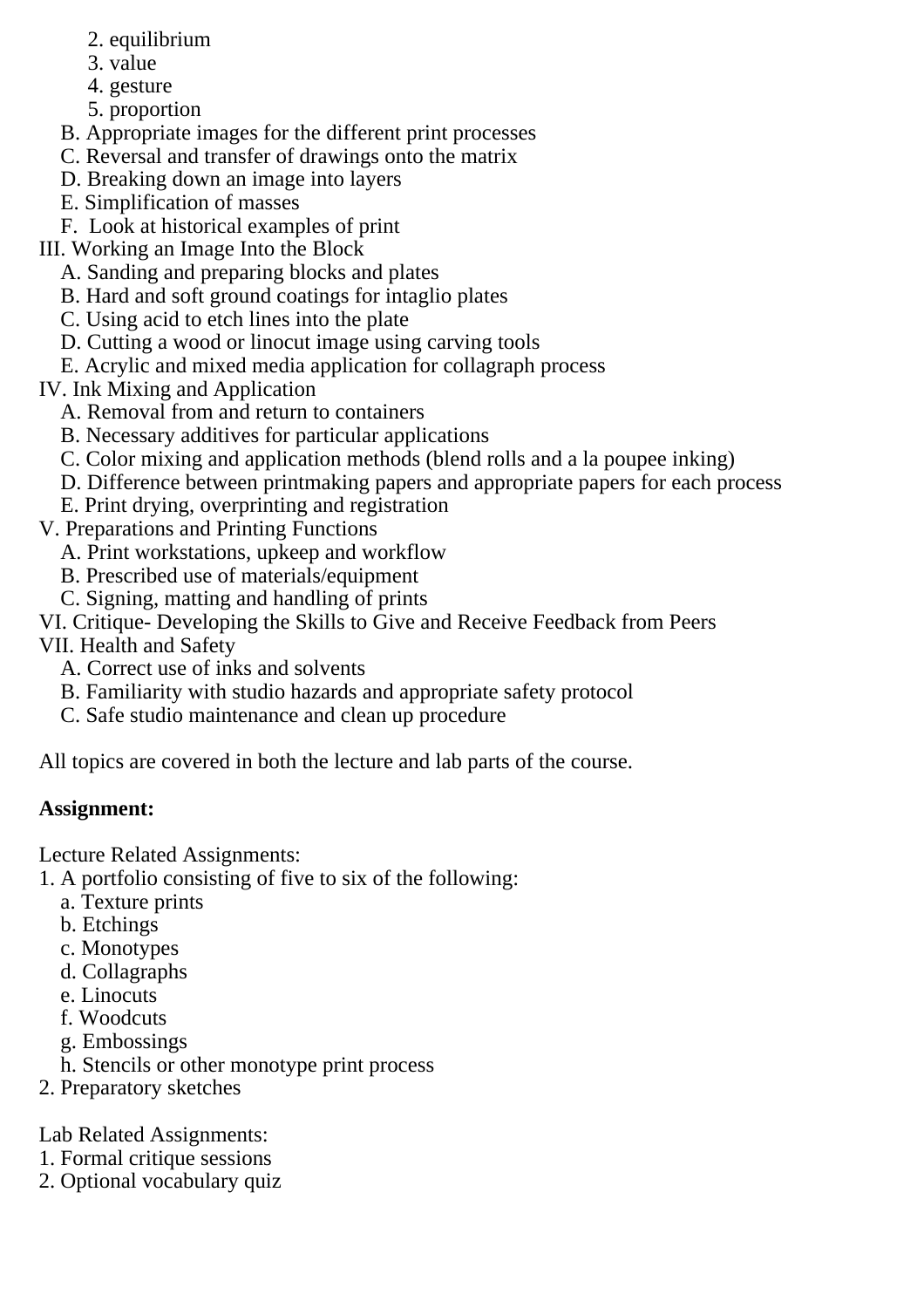2. equilibrium
    3. value
    4. gesture
    5. proportion
  B. Appropriate images for the different print processes
  C. Reversal and transfer of drawings onto the matrix
  D. Breaking down an image into layers
  E. Simplification of masses
  F. Look at historical examples of print
III. Working an Image Into the Block
  A. Sanding and preparing blocks and plates
  B. Hard and soft ground coatings for intaglio plates
  C. Using acid to etch lines into the plate
  D. Cutting a wood or linocut image using carving tools
  E. Acrylic and mixed media application for collagraph process
IV. Ink Mixing and Application
  A. Removal from and return to containers
  B. Necessary additives for particular applications
  C. Color mixing and application methods (blend rolls and a la poupee inking)
  D. Difference between printmaking papers and appropriate papers for each process
  E. Print drying, overprinting and registration
V. Preparations and Printing Functions
  A. Print workstations, upkeep and workflow
  B. Prescribed use of materials/equipment
  C. Signing, matting and handling of prints
VI. Critique- Developing the Skills to Give and Receive Feedback from Peers
VII. Health and Safety
  A. Correct use of inks and solvents
  B. Familiarity with studio hazards and appropriate safety protocol
  C. Safe studio maintenance and clean up procedure

All topics are covered in both the lecture and lab parts of the course.

**Assignment:**

Lecture Related Assignments:
1. A portfolio consisting of five to six of the following:
  a. Texture prints
  b. Etchings
  c. Monotypes
  d. Collagraphs
  e. Linocuts
  f. Woodcuts
  g. Embossings
  h. Stencils or other monotype print process
2. Preparatory sketches

Lab Related Assignments:
1. Formal critique sessions
2. Optional vocabulary quiz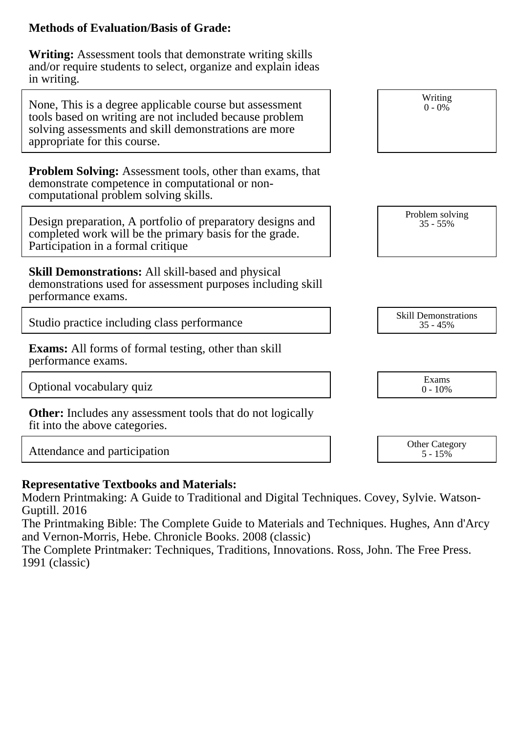**Methods of Evaluation/Basis of Grade:**

**Writing:** Assessment tools that demonstrate writing skills and/or require students to select, organize and explain ideas in writing.

| | |
|---|---|
| None, This is a degree applicable course but assessment tools based on writing are not included because problem solving assessments and skill demonstrations are more appropriate for this course. | Writing<br>0 - 0% |

**Problem Solving:** Assessment tools, other than exams, that demonstrate competence in computational or non-computational problem solving skills.

| | |
|---|---|
| Design preparation, A portfolio of preparatory designs and completed work will be the primary basis for the grade. Participation in a formal critique | Problem solving<br>35 - 55% |

**Skill Demonstrations:** All skill-based and physical demonstrations used for assessment purposes including skill performance exams.

| | |
|---|---|
| Studio practice including class performance | Skill Demonstrations<br>35 - 45% |

**Exams:** All forms of formal testing, other than skill performance exams.

| | |
|---|---|
| Optional vocabulary quiz | Exams<br>0 - 10% |

**Other:** Includes any assessment tools that do not logically fit into the above categories.

| | |
|---|---|
| Attendance and participation | Other Category<br>5 - 15% |

**Representative Textbooks and Materials:**

Modern Printmaking: A Guide to Traditional and Digital Techniques. Covey, Sylvie. Watson-Guptill. 2016

The Printmaking Bible: The Complete Guide to Materials and Techniques. Hughes, Ann d'Arcy and Vernon-Morris, Hebe. Chronicle Books. 2008 (classic)

The Complete Printmaker: Techniques, Traditions, Innovations. Ross, John. The Free Press. 1991 (classic)